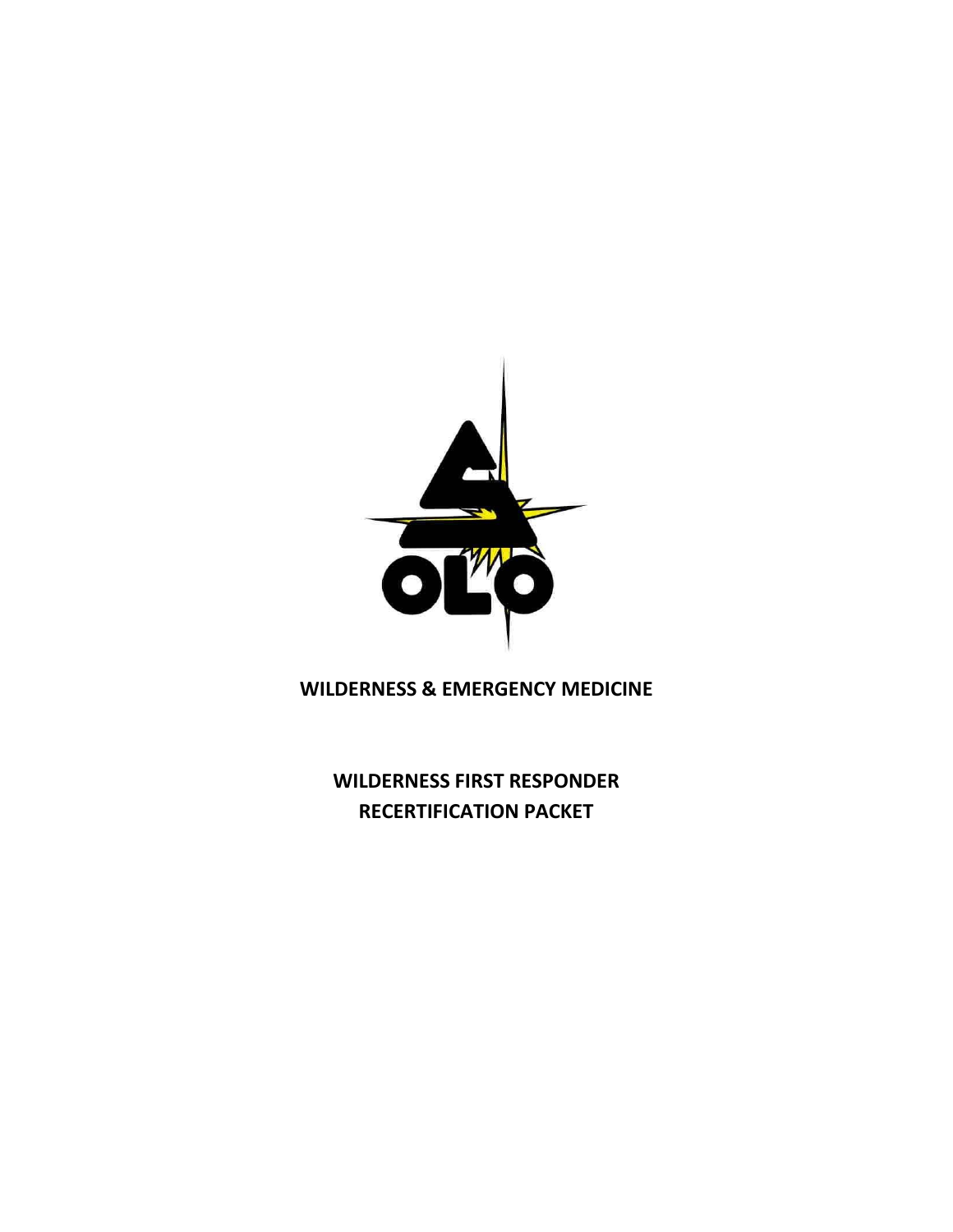SOLO

**WILDERNESS & EMERGENCY MEDICINE**

**WILDERNESS FIRST RESPONDER**
**RECERTIFICATION PACKET**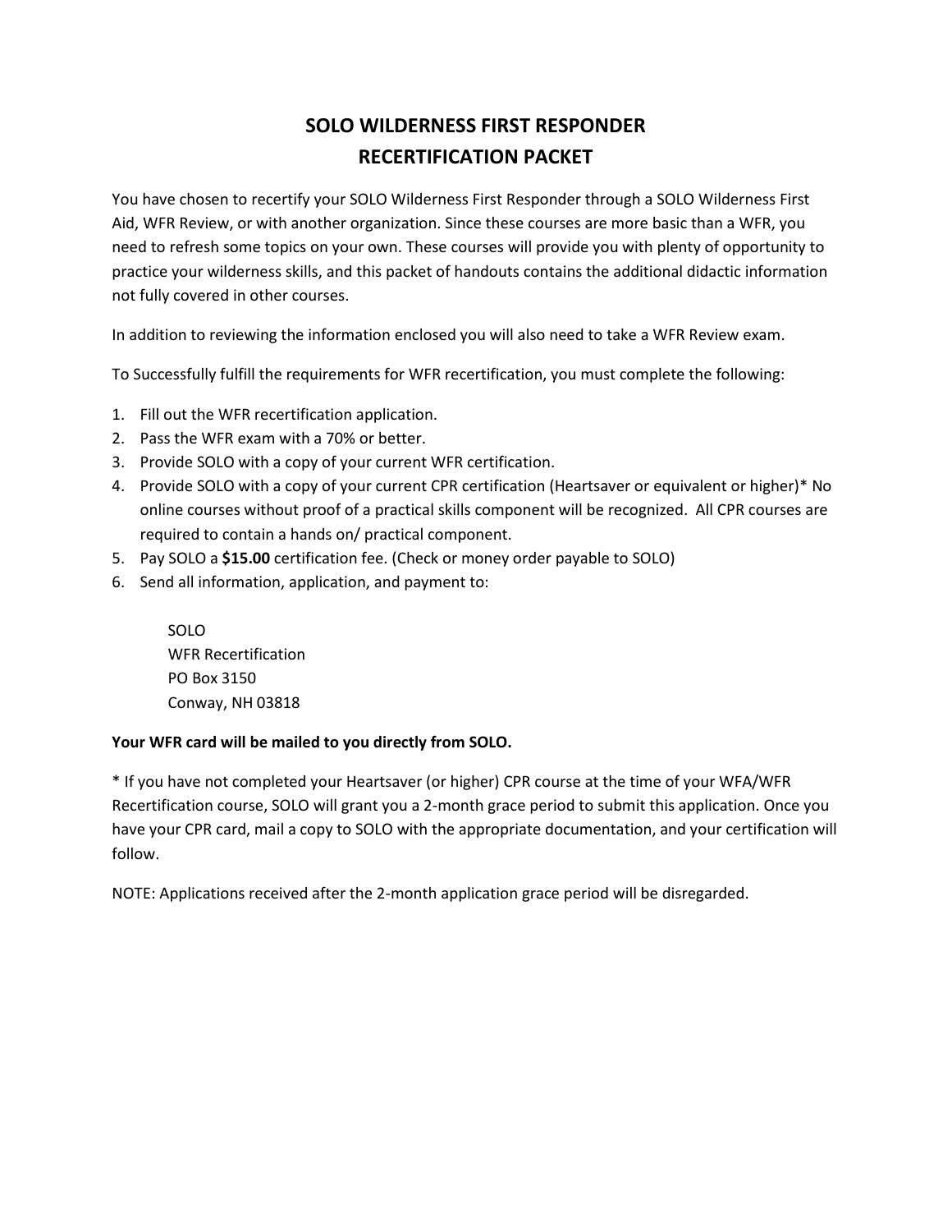# SOLO WILDERNESS FIRST RESPONDER RECERTIFICATION PACKET

You have chosen to recertify your SOLO Wilderness First Responder through a SOLO Wilderness First Aid, WFR Review, or with another organization. Since these courses are more basic than a WFR, you need to refresh some topics on your own. These courses will provide you with plenty of opportunity to practice your wilderness skills, and this packet of handouts contains the additional didactic information not fully covered in other courses.

In addition to reviewing the information enclosed you will also need to take a WFR Review exam.

To Successfully fulfill the requirements for WFR recertification, you must complete the following:

1. Fill out the WFR recertification application.
2. Pass the WFR exam with a 70% or better.
3. Provide SOLO with a copy of your current WFR certification.
4. Provide SOLO with a copy of your current CPR certification (Heartsaver or equivalent or higher)* No online courses without proof of a practical skills component will be recognized. All CPR courses are required to contain a hands on/ practical component.
5. Pay SOLO a **$15.00** certification fee. (Check or money order payable to SOLO)
6. Send all information, application, and payment to:

   SOLO  
   WFR Recertification  
   PO Box 3150  
   Conway, NH 03818

**Your WFR card will be mailed to you directly from SOLO.**

* If you have not completed your Heartsaver (or higher) CPR course at the time of your WFA/WFR Recertification course, SOLO will grant you a 2-month grace period to submit this application. Once you have your CPR card, mail a copy to SOLO with the appropriate documentation, and your certification will follow.

NOTE: Applications received after the 2-month application grace period will be disregarded.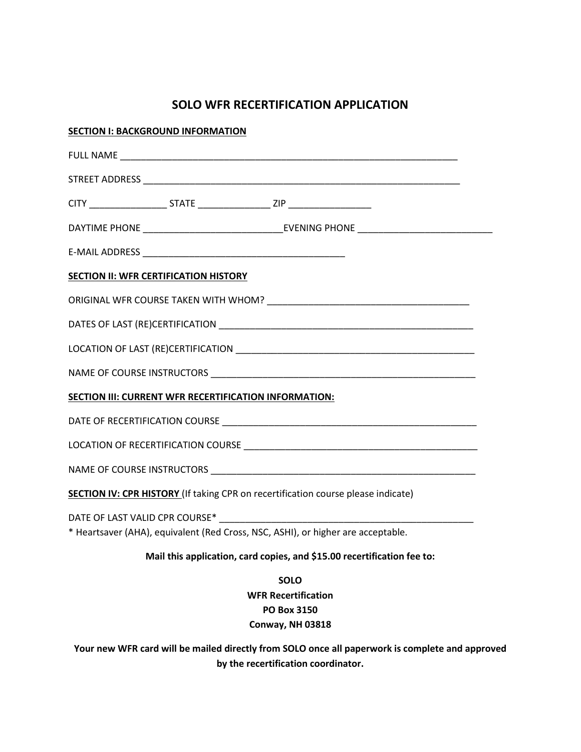# SOLO WFR RECERTIFICATION APPLICATION

**SECTION I: BACKGROUND INFORMATION**

FULL NAME ____________________________________________________________________

STREET ADDRESS _________________________________________________________________

CITY _______________ STATE ______________ ZIP ________________

DAYTIME PHONE ___________________________EVENING PHONE __________________________

E-MAIL ADDRESS ________________________________________

**SECTION II: WFR CERTIFICATION HISTORY**

ORIGINAL WFR COURSE TAKEN WITH WHOM? _______________________________________

DATES OF LAST (RE)CERTIFICATION __________________________________________________

LOCATION OF LAST (RE)CERTIFICATION _______________________________________________

NAME OF COURSE INSTRUCTORS _____________________________________________________

**SECTION III: CURRENT WFR RECERTIFICATION INFORMATION:**

DATE OF RECERTIFICATION COURSE __________________________________________________

LOCATION OF RECERTIFICATION COURSE ______________________________________________

NAME OF COURSE INSTRUCTORS _____________________________________________________

**SECTION IV: CPR HISTORY** (If taking CPR on recertification course please indicate)

DATE OF LAST VALID CPR COURSE* __________________________________________________

* Heartsaver (AHA), equivalent (Red Cross, NSC, ASHI), or higher are acceptable.

**Mail this application, card copies, and $15.00 recertification fee to:**

**SOLO**
**WFR Recertification**
**PO Box 3150**
**Conway, NH 03818**

**Your new WFR card will be mailed directly from SOLO once all paperwork is complete and approved by the recertification coordinator.**